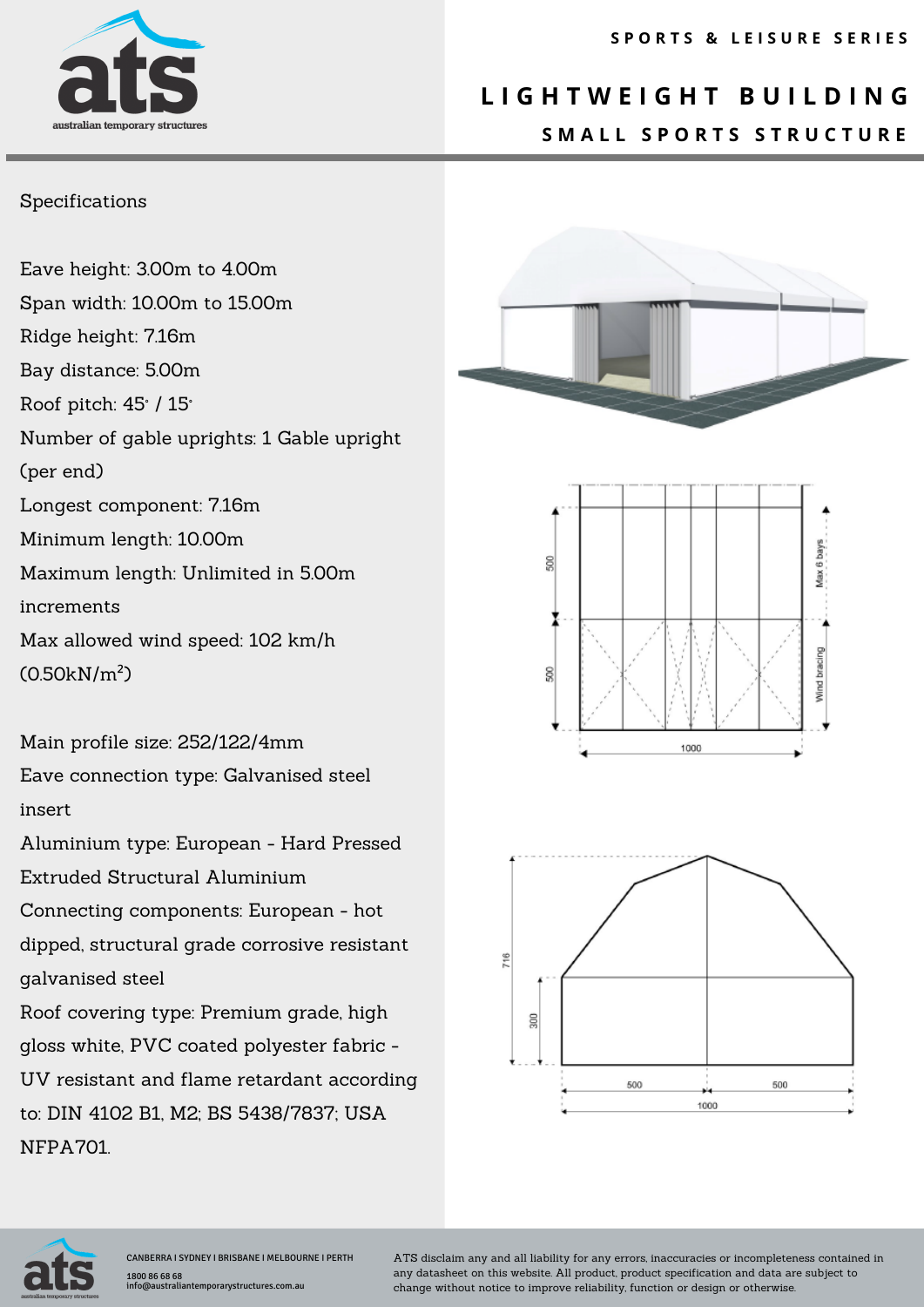SPORTS & LEISURE SERIES

# LIGHTWEIGHT BUILDING

## SMALL SPORTS STRUCTURE

Specifications

Eave height: 3.00m to 4.00m
Span width: 10.00m to 15.00m
Ridge height: 7.16m
Bay distance: 5.00m
Roof pitch: 45° / 15°
Number of gable uprights: 1 Gable upright (per end)
Longest component: 7.16m
Minimum length: 10.00m
Maximum length: Unlimited in 5.00m increments
Max allowed wind speed: 102 km/h (0.50kN/m²)

Main profile size: 252/122/4mm
Eave connection type: Galvanised steel insert
Aluminium type: European - Hard Pressed Extruded Structural Aluminium
Connecting components: European - hot dipped, structural grade corrosive resistant galvanised steel
Roof covering type: Premium grade, high gloss white, PVC coated polyester fabric - UV resistant and flame retardant according to: DIN 4102 B1, M2; BS 5438/7837; USA NFPA701.

CANBERRA I SYDNEY I BRISBANE I MELBOURNE I PERTH
1800 86 68 68
info@australiantemporarystructures.com.au

ATS disclaim any and all liability for any errors, inaccuracies or incompleteness contained in any datasheet on this website. All product, product specification and data are subject to change without notice to improve reliability, function or design or otherwise.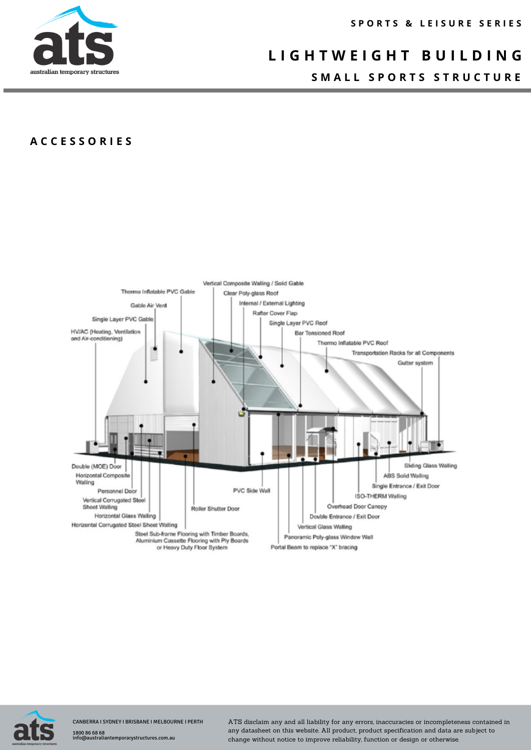## ACCESSORIES

Vertical Composite Walling / Solid Gable
Thermo Inflatable PVC Gable
Clear Poly-glass Roof
Internal / External Lighting
Gable Air Vent
Rafter Cover Flap
Single Layer PVC Gable
Single Layer PVC Roof
HV/AC (Heating, Ventilation and Air-conditioning)
Bar Tensioned Roof
Thermo Inflatable PVC Roof
Transportation Racks for all Components
Gutter system
Double (MOE) Door
Horizontal Composite Walling
Personnel Door
Vertical Corrugated Steel Sheet Walling
Horizontal Glass Walling
Horizontal Corrugated Steel Sheet Walling
Roller Shutter Door
PVC Side Wall
Steel Sub-frame Flooring with Timber Boards, Aluminium Cassette Flooring with Ply Boards or Heavy Duty Floor System
Sliding Glass Walling
ABS Solid Walling
Single Entrance / Exit Door
ISO-THERM Walling
Overhead Door Canopy
Double Entrance / Exit Door
Vertical Glass Walling
Panoramic Poly-glass Window Wall
Portal Beam to replace "X" bracing

CANBERRA I SYDNEY I BRISBANE I MELBOURNE I PERTH
1800 86 68 68
info@australiantemporarystructures.com.au

ATS disclaim any and all liability for any errors, inaccuracies or incompleteness contained in any datasheet on this website. All product, product specification and data are subject to change without notice to improve reliability, function or design or otherwise.